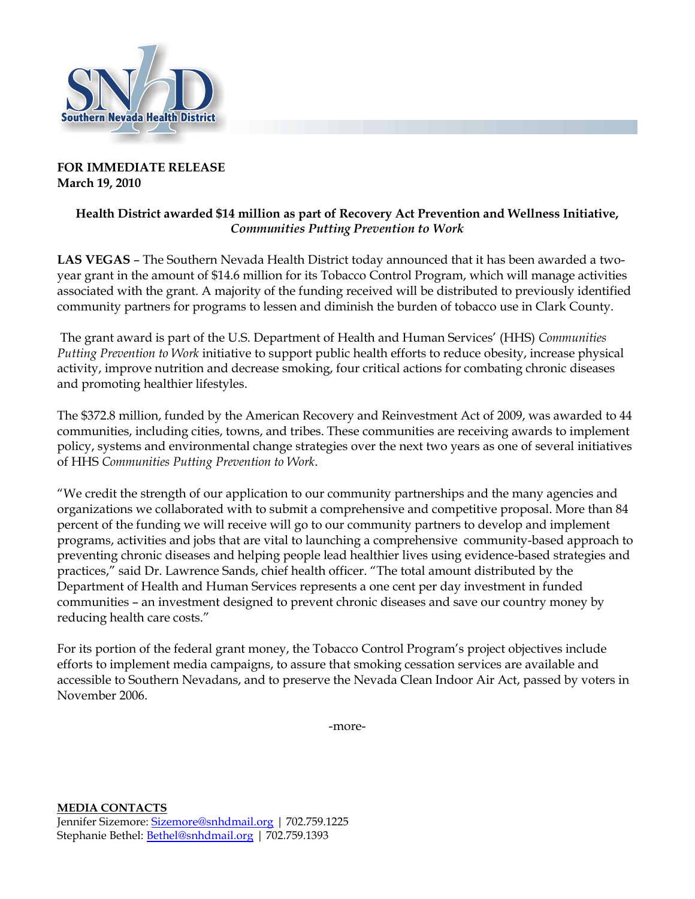Southern Nevada Health District

**FOR IMMEDIATE RELEASE**
**March 19, 2010**

**Health District awarded $14 million as part of Recovery Act Prevention and Wellness Initiative,** ***Communities Putting Prevention to Work***

**LAS VEGAS** – The Southern Nevada Health District today announced that it has been awarded a two-year grant in the amount of $14.6 million for its Tobacco Control Program, which will manage activities associated with the grant. A majority of the funding received will be distributed to previously identified community partners for programs to lessen and diminish the burden of tobacco use in Clark County.

The grant award is part of the U.S. Department of Health and Human Services' (HHS) *Communities Putting Prevention to Work* initiative to support public health efforts to reduce obesity, increase physical activity, improve nutrition and decrease smoking, four critical actions for combating chronic diseases and promoting healthier lifestyles.

The $372.8 million, funded by the American Recovery and Reinvestment Act of 2009, was awarded to 44 communities, including cities, towns, and tribes. These communities are receiving awards to implement policy, systems and environmental change strategies over the next two years as one of several initiatives of HHS *Communities Putting Prevention to Work*.

"We credit the strength of our application to our community partnerships and the many agencies and organizations we collaborated with to submit a comprehensive and competitive proposal. More than 84 percent of the funding we will receive will go to our community partners to develop and implement programs, activities and jobs that are vital to launching a comprehensive community-based approach to preventing chronic diseases and helping people lead healthier lives using evidence-based strategies and practices," said Dr. Lawrence Sands, chief health officer. "The total amount distributed by the Department of Health and Human Services represents a one cent per day investment in funded communities – an investment designed to prevent chronic diseases and save our country money by reducing health care costs."

For its portion of the federal grant money, the Tobacco Control Program's project objectives include efforts to implement media campaigns, to assure that smoking cessation services are available and accessible to Southern Nevadans, and to preserve the Nevada Clean Indoor Air Act, passed by voters in November 2006.

-more-

**MEDIA CONTACTS**
Jennifer Sizemore: Sizemore@snhdmail.org | 702.759.1225
Stephanie Bethel: Bethel@snhdmail.org | 702.759.1393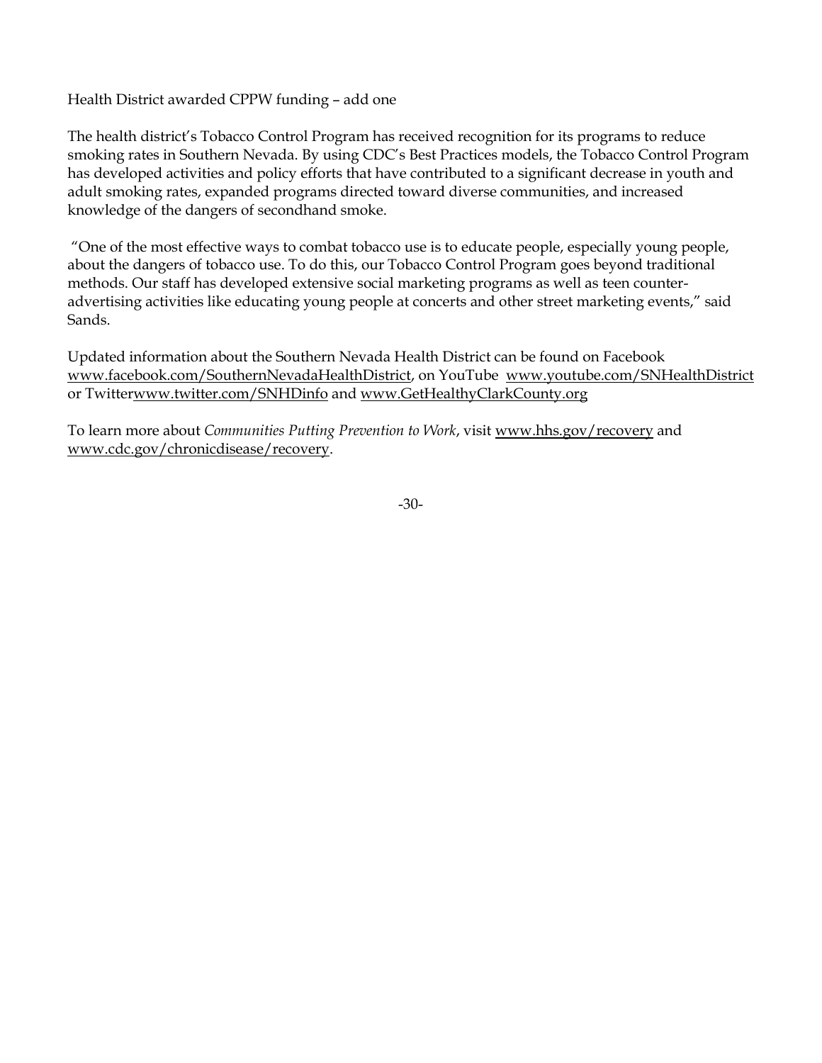Health District awarded CPPW funding – add one

The health district's Tobacco Control Program has received recognition for its programs to reduce smoking rates in Southern Nevada. By using CDC's Best Practices models, the Tobacco Control Program has developed activities and policy efforts that have contributed to a significant decrease in youth and adult smoking rates, expanded programs directed toward diverse communities, and increased knowledge of the dangers of secondhand smoke.

"One of the most effective ways to combat tobacco use is to educate people, especially young people, about the dangers of tobacco use. To do this, our Tobacco Control Program goes beyond traditional methods. Our staff has developed extensive social marketing programs as well as teen counter-advertising activities like educating young people at concerts and other street marketing events," said Sands.

Updated information about the Southern Nevada Health District can be found on Facebook www.facebook.com/SouthernNevadaHealthDistrict, on YouTube www.youtube.com/SNHealthDistrict or Twitterwww.twitter.com/SNHDinfo and www.GetHealthyClarkCounty.org

To learn more about *Communities Putting Prevention to Work*, visit www.hhs.gov/recovery and www.cdc.gov/chronicdisease/recovery.

-30-